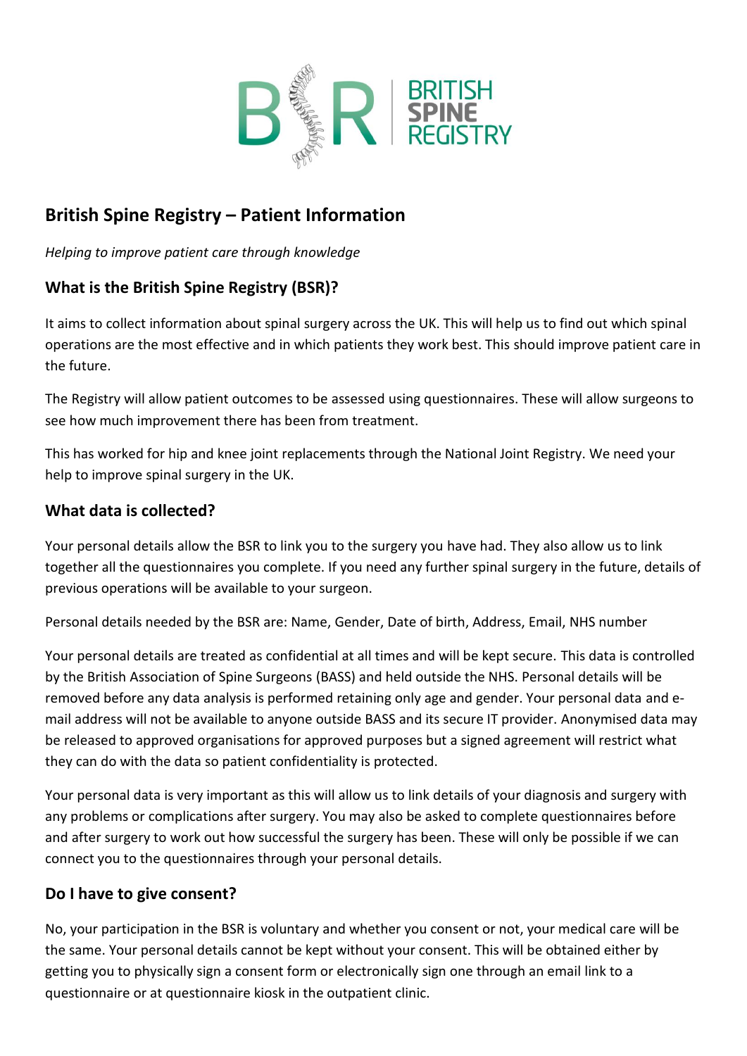# British Spine Registry – Patient Information

*Helping to improve patient care through knowledge*

## What is the British Spine Registry (BSR)?

It aims to collect information about spinal surgery across the UK. This will help us to find out which spinal operations are the most effective and in which patients they work best. This should improve patient care in the future.

The Registry will allow patient outcomes to be assessed using questionnaires. These will allow surgeons to see how much improvement there has been from treatment.

This has worked for hip and knee joint replacements through the National Joint Registry. We need your help to improve spinal surgery in the UK.

## What data is collected?

Your personal details allow the BSR to link you to the surgery you have had. They also allow us to link together all the questionnaires you complete. If you need any further spinal surgery in the future, details of previous operations will be available to your surgeon.

Personal details needed by the BSR are: Name, Gender, Date of birth, Address, Email, NHS number

Your personal details are treated as confidential at all times and will be kept secure. This data is controlled by the British Association of Spine Surgeons (BASS) and held outside the NHS. Personal details will be removed before any data analysis is performed retaining only age and gender. Your personal data and e-mail address will not be available to anyone outside BASS and its secure IT provider. Anonymised data may be released to approved organisations for approved purposes but a signed agreement will restrict what they can do with the data so patient confidentiality is protected.

Your personal data is very important as this will allow us to link details of your diagnosis and surgery with any problems or complications after surgery. You may also be asked to complete questionnaires before and after surgery to work out how successful the surgery has been. These will only be possible if we can connect you to the questionnaires through your personal details.

## Do I have to give consent?

No, your participation in the BSR is voluntary and whether you consent or not, your medical care will be the same. Your personal details cannot be kept without your consent. This will be obtained either by getting you to physically sign a consent form or electronically sign one through an email link to a questionnaire or at questionnaire kiosk in the outpatient clinic.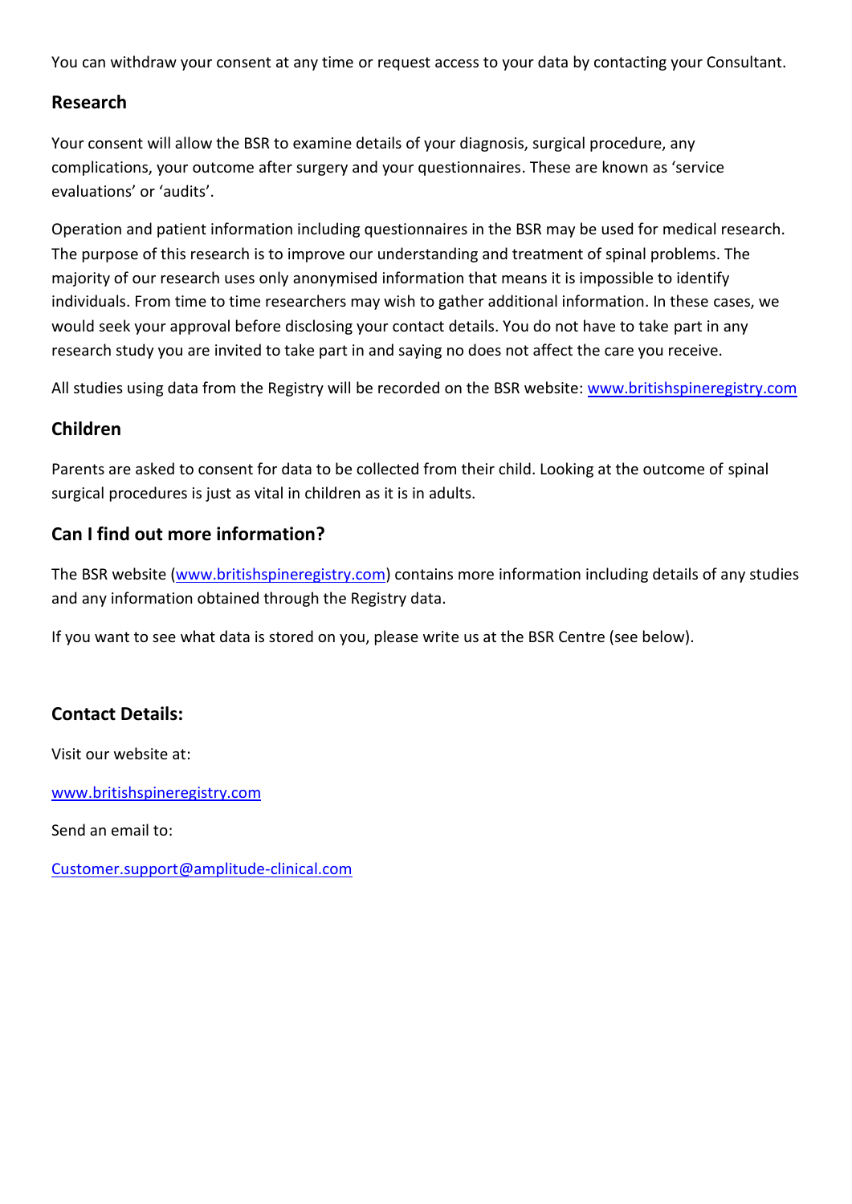You can withdraw your consent at any time or request access to your data by contacting your Consultant.

## Research

Your consent will allow the BSR to examine details of your diagnosis, surgical procedure, any complications, your outcome after surgery and your questionnaires. These are known as 'service evaluations' or 'audits'.

Operation and patient information including questionnaires in the BSR may be used for medical research. The purpose of this research is to improve our understanding and treatment of spinal problems. The majority of our research uses only anonymised information that means it is impossible to identify individuals. From time to time researchers may wish to gather additional information. In these cases, we would seek your approval before disclosing your contact details. You do not have to take part in any research study you are invited to take part in and saying no does not affect the care you receive.

All studies using data from the Registry will be recorded on the BSR website: www.britishspineregistry.com

## Children

Parents are asked to consent for data to be collected from their child. Looking at the outcome of spinal surgical procedures is just as vital in children as it is in adults.

## Can I find out more information?

The BSR website (www.britishspineregistry.com) contains more information including details of any studies and any information obtained through the Registry data.

If you want to see what data is stored on you, please write us at the BSR Centre (see below).

## Contact Details:

Visit our website at:

www.britishspineregistry.com

Send an email to:

Customer.support@amplitude-clinical.com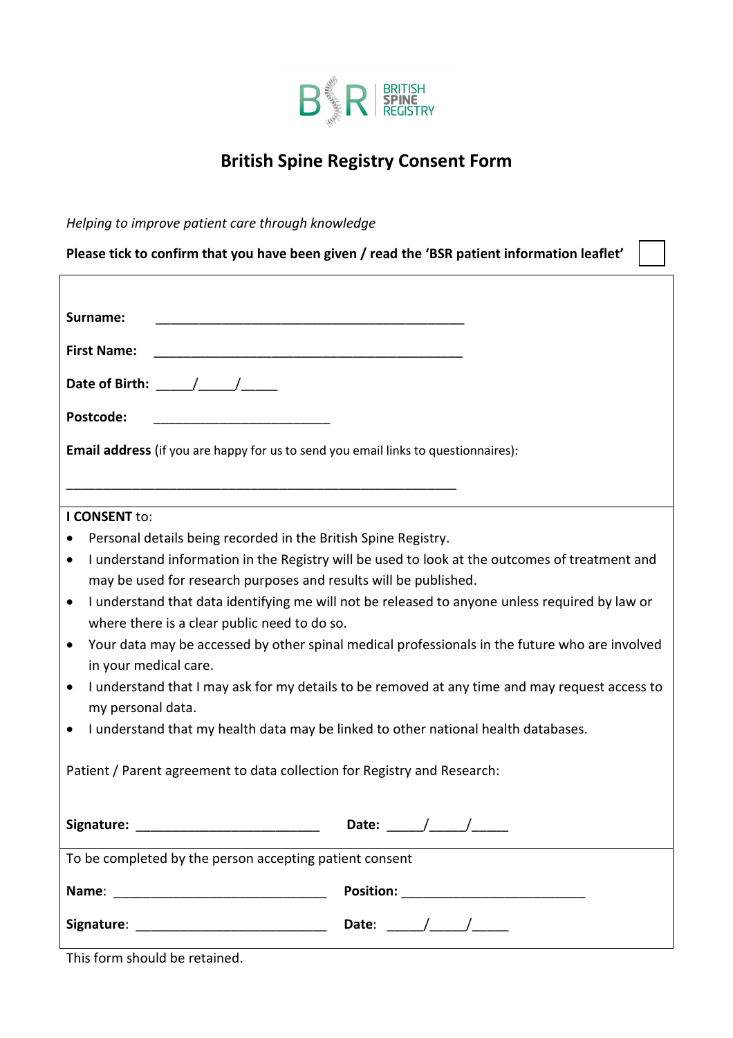BRITISH SPINE REGISTRY

# British Spine Registry Consent Form

*Helping to improve patient care through knowledge*

**Please tick to confirm that you have been given / read the 'BSR patient information leaflet'** ☐

**Surname:** ____________________________________________

**First Name:** ____________________________________________

**Date of Birth:** _____/_____/_____

**Postcode:** ________________________

**Email address** (if you are happy for us to send you email links to questionnaires):

______________________________________________________

**I CONSENT** to:

- Personal details being recorded in the British Spine Registry.
- I understand information in the Registry will be used to look at the outcomes of treatment and may be used for research purposes and results will be published.
- I understand that data identifying me will not be released to anyone unless required by law or where there is a clear public need to do so.
- Your data may be accessed by other spinal medical professionals in the future who are involved in your medical care.
- I understand that I may ask for my details to be removed at any time and may request access to my personal data.
- I understand that my health data may be linked to other national health databases.

Patient / Parent agreement to data collection for Registry and Research:

**Signature:** _________________________ **Date:** _____/_____/_____

To be completed by the person accepting patient consent

**Name**: _____________________________ **Position:** _________________________

**Signature**: __________________________ **Date**: _____/_____/_____

This form should be retained.